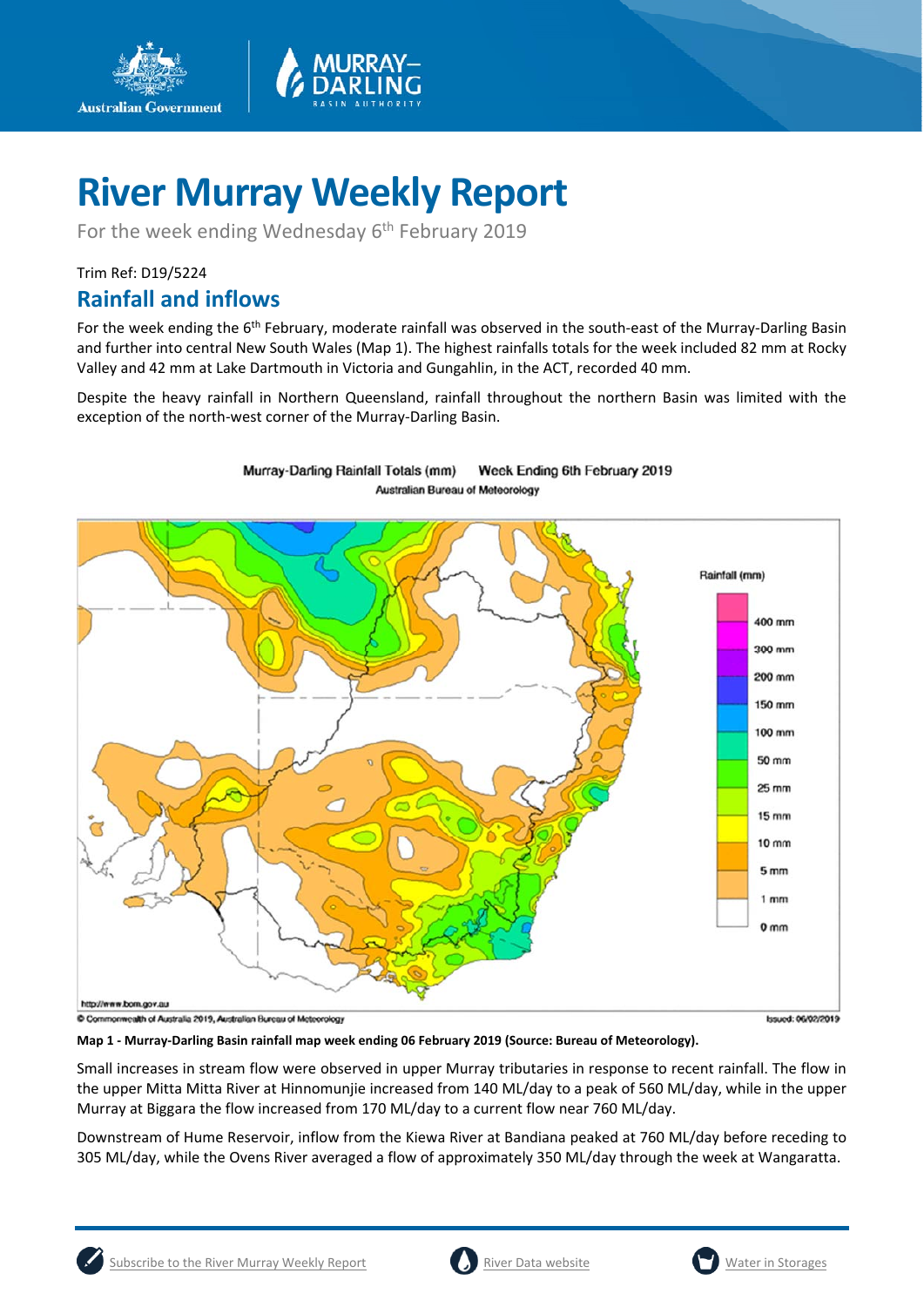# River Murray Weekly Report

For the week ending Wednesday 6th February 2019

Trim Ref: D19/5224

## Rainfall and inflows

For the week ending the 6th February, moderate rainfall was observed in the south-east of the Murray-Darling Basin and further into central New South Wales (Map 1). The highest rainfalls totals for the week included 82 mm at Rocky Valley and 42 mm at Lake Dartmouth in Victoria and Gungahlin, in the ACT, recorded 40 mm.

Despite the heavy rainfall in Northern Queensland, rainfall throughout the northern Basin was limited with the exception of the north-west corner of the Murray-Darling Basin.

**Map 1 - Murray-Darling Basin rainfall map week ending 06 February 2019 (Source: Bureau of Meteorology).**

Small increases in stream flow were observed in upper Murray tributaries in response to recent rainfall. The flow in the upper Mitta Mitta River at Hinnomunjie increased from 140 ML/day to a peak of 560 ML/day, while in the upper Murray at Biggara the flow increased from 170 ML/day to a current flow near 760 ML/day.

Downstream of Hume Reservoir, inflow from the Kiewa River at Bandiana peaked at 760 ML/day before receding to 305 ML/day, while the Ovens River averaged a flow of approximately 350 ML/day through the week at Wangaratta.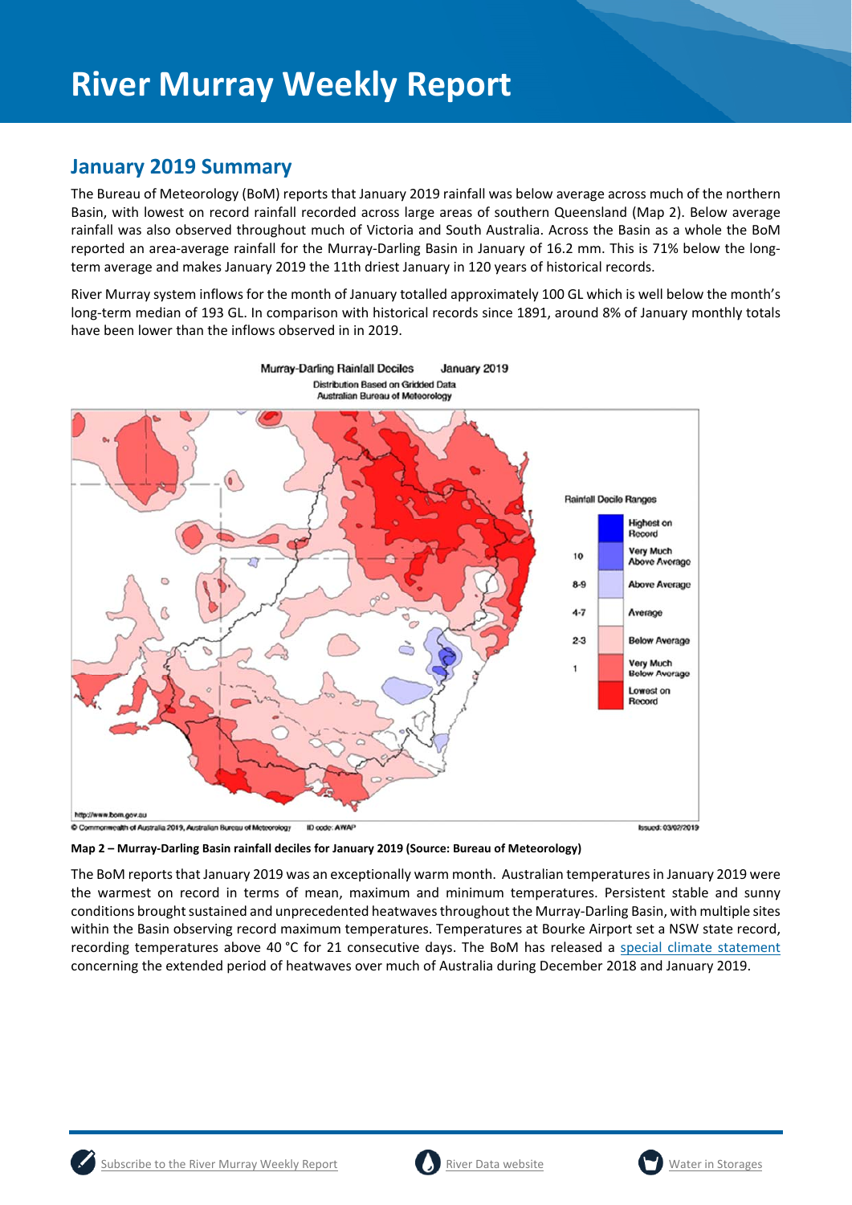# River Murray Weekly Report

## January 2019 Summary

The Bureau of Meteorology (BoM) reports that January 2019 rainfall was below average across much of the northern Basin, with lowest on record rainfall recorded across large areas of southern Queensland (Map 2). Below average rainfall was also observed throughout much of Victoria and South Australia. Across the Basin as a whole the BoM reported an area-average rainfall for the Murray-Darling Basin in January of 16.2 mm. This is 71% below the long-term average and makes January 2019 the 11th driest January in 120 years of historical records.

River Murray system inflows for the month of January totalled approximately 100 GL which is well below the month's long-term median of 193 GL. In comparison with historical records since 1891, around 8% of January monthly totals have been lower than the inflows observed in in 2019.

**Map 2 – Murray-Darling Basin rainfall deciles for January 2019 (Source: Bureau of Meteorology)**

The BoM reports that January 2019 was an exceptionally warm month. Australian temperatures in January 2019 were the warmest on record in terms of mean, maximum and minimum temperatures. Persistent stable and sunny conditions brought sustained and unprecedented heatwaves throughout the Murray-Darling Basin, with multiple sites within the Basin observing record maximum temperatures. Temperatures at Bourke Airport set a NSW state record, recording temperatures above 40 °C for 21 consecutive days. The BoM has released a special climate statement concerning the extended period of heatwaves over much of Australia during December 2018 and January 2019.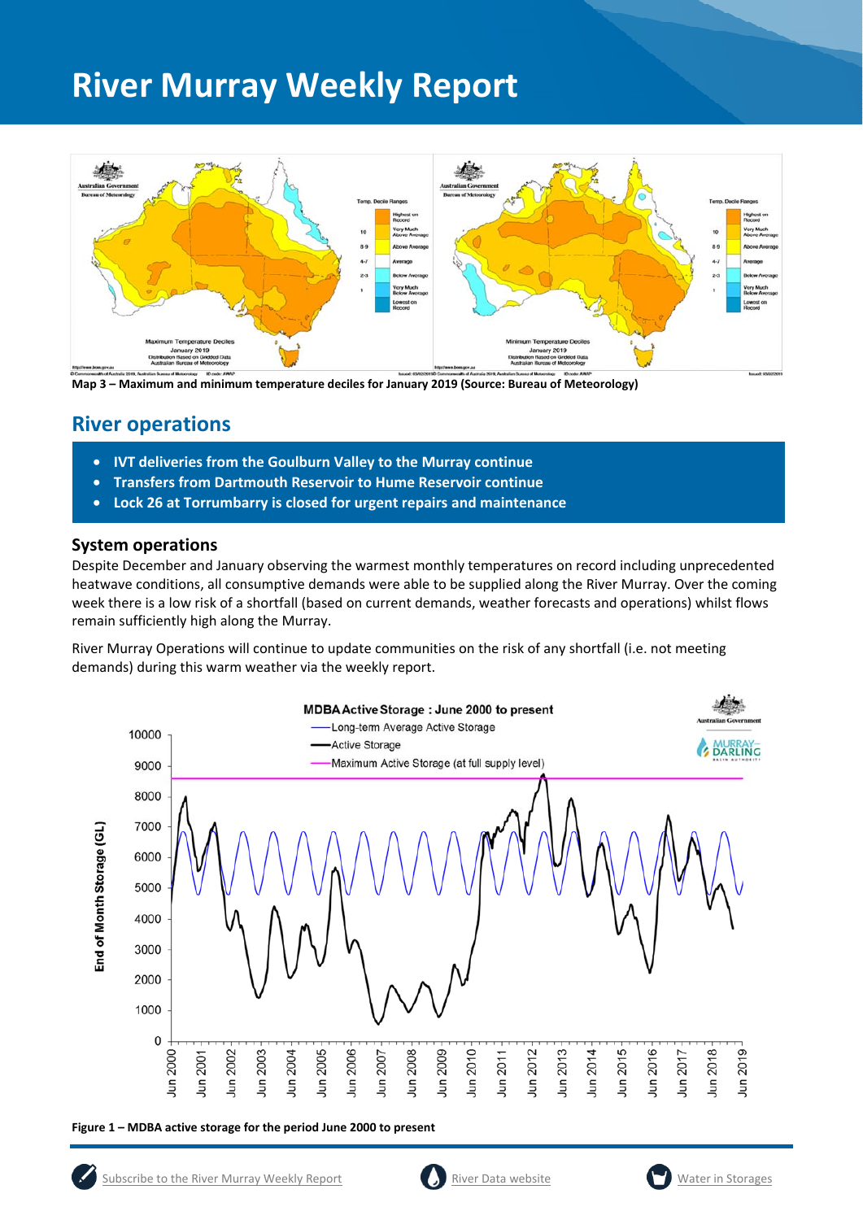# River Murray Weekly Report

Map 3 – Maximum and minimum temperature deciles for January 2019 (Source: Bureau of Meteorology)

## River operations

- **IVT deliveries from the Goulburn Valley to the Murray continue**
- **Transfers from Dartmouth Reservoir to Hume Reservoir continue**
- **Lock 26 at Torrumbarry is closed for urgent repairs and maintenance**

### System operations

Despite December and January observing the warmest monthly temperatures on record including unprecedented heatwave conditions, all consumptive demands were able to be supplied along the River Murray. Over the coming week there is a low risk of a shortfall (based on current demands, weather forecasts and operations) whilst flows remain sufficiently high along the Murray.

River Murray Operations will continue to update communities on the risk of any shortfall (i.e. not meeting demands) during this warm weather via the weekly report.

**Figure 1 – MDBA active storage for the period June 2000 to present**

Subscribe to the River Murray Weekly Report | River Data website | Water in Storages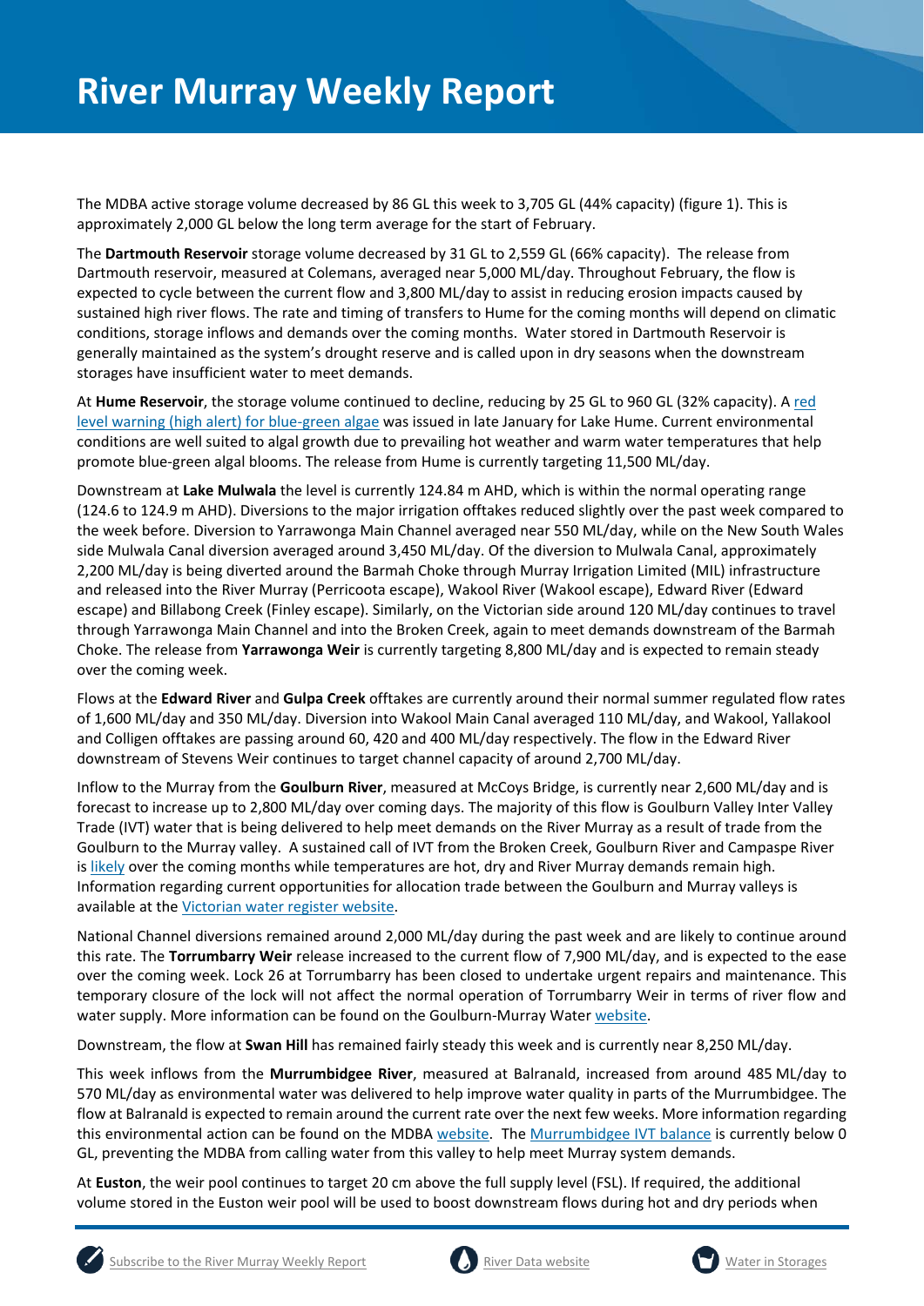# River Murray Weekly Report

The MDBA active storage volume decreased by 86 GL this week to 3,705 GL (44% capacity) (figure 1). This is approximately 2,000 GL below the long term average for the start of February.

The **Dartmouth Reservoir** storage volume decreased by 31 GL to 2,559 GL (66% capacity). The release from Dartmouth reservoir, measured at Colemans, averaged near 5,000 ML/day. Throughout February, the flow is expected to cycle between the current flow and 3,800 ML/day to assist in reducing erosion impacts caused by sustained high river flows. The rate and timing of transfers to Hume for the coming months will depend on climatic conditions, storage inflows and demands over the coming months. Water stored in Dartmouth Reservoir is generally maintained as the system's drought reserve and is called upon in dry seasons when the downstream storages have insufficient water to meet demands.

At **Hume Reservoir**, the storage volume continued to decline, reducing by 25 GL to 960 GL (32% capacity). A red level warning (high alert) for blue-green algae was issued in late January for Lake Hume. Current environmental conditions are well suited to algal growth due to prevailing hot weather and warm water temperatures that help promote blue-green algal blooms. The release from Hume is currently targeting 11,500 ML/day.

Downstream at **Lake Mulwala** the level is currently 124.84 m AHD, which is within the normal operating range (124.6 to 124.9 m AHD). Diversions to the major irrigation offtakes reduced slightly over the past week compared to the week before. Diversion to Yarrawonga Main Channel averaged near 550 ML/day, while on the New South Wales side Mulwala Canal diversion averaged around 3,450 ML/day. Of the diversion to Mulwala Canal, approximately 2,200 ML/day is being diverted around the Barmah Choke through Murray Irrigation Limited (MIL) infrastructure and released into the River Murray (Perricoota escape), Wakool River (Wakool escape), Edward River (Edward escape) and Billabong Creek (Finley escape). Similarly, on the Victorian side around 120 ML/day continues to travel through Yarrawonga Main Channel and into the Broken Creek, again to meet demands downstream of the Barmah Choke. The release from **Yarrawonga Weir** is currently targeting 8,800 ML/day and is expected to remain steady over the coming week.

Flows at the **Edward River** and **Gulpa Creek** offtakes are currently around their normal summer regulated flow rates of 1,600 ML/day and 350 ML/day. Diversion into Wakool Main Canal averaged 110 ML/day, and Wakool, Yallakool and Colligen offtakes are passing around 60, 420 and 400 ML/day respectively. The flow in the Edward River downstream of Stevens Weir continues to target channel capacity of around 2,700 ML/day.

Inflow to the Murray from the **Goulburn River**, measured at McCoys Bridge, is currently near 2,600 ML/day and is forecast to increase up to 2,800 ML/day over coming days. The majority of this flow is Goulburn Valley Inter Valley Trade (IVT) water that is being delivered to help meet demands on the River Murray as a result of trade from the Goulburn to the Murray valley. A sustained call of IVT from the Broken Creek, Goulburn River and Campaspe River is likely over the coming months while temperatures are hot, dry and River Murray demands remain high. Information regarding current opportunities for allocation trade between the Goulburn and Murray valleys is available at the Victorian water register website.

National Channel diversions remained around 2,000 ML/day during the past week and are likely to continue around this rate. The **Torrumbarry Weir** release increased to the current flow of 7,900 ML/day, and is expected to the ease over the coming week. Lock 26 at Torrumbarry has been closed to undertake urgent repairs and maintenance. This temporary closure of the lock will not affect the normal operation of Torrumbarry Weir in terms of river flow and water supply. More information can be found on the Goulburn-Murray Water website.

Downstream, the flow at **Swan Hill** has remained fairly steady this week and is currently near 8,250 ML/day.

This week inflows from the **Murrumbidgee River**, measured at Balranald, increased from around 485 ML/day to 570 ML/day as environmental water was delivered to help improve water quality in parts of the Murrumbidgee. The flow at Balranald is expected to remain around the current rate over the next few weeks. More information regarding this environmental action can be found on the MDBA website. The Murrumbidgee IVT balance is currently below 0 GL, preventing the MDBA from calling water from this valley to help meet Murray system demands.

At **Euston**, the weir pool continues to target 20 cm above the full supply level (FSL). If required, the additional volume stored in the Euston weir pool will be used to boost downstream flows during hot and dry periods when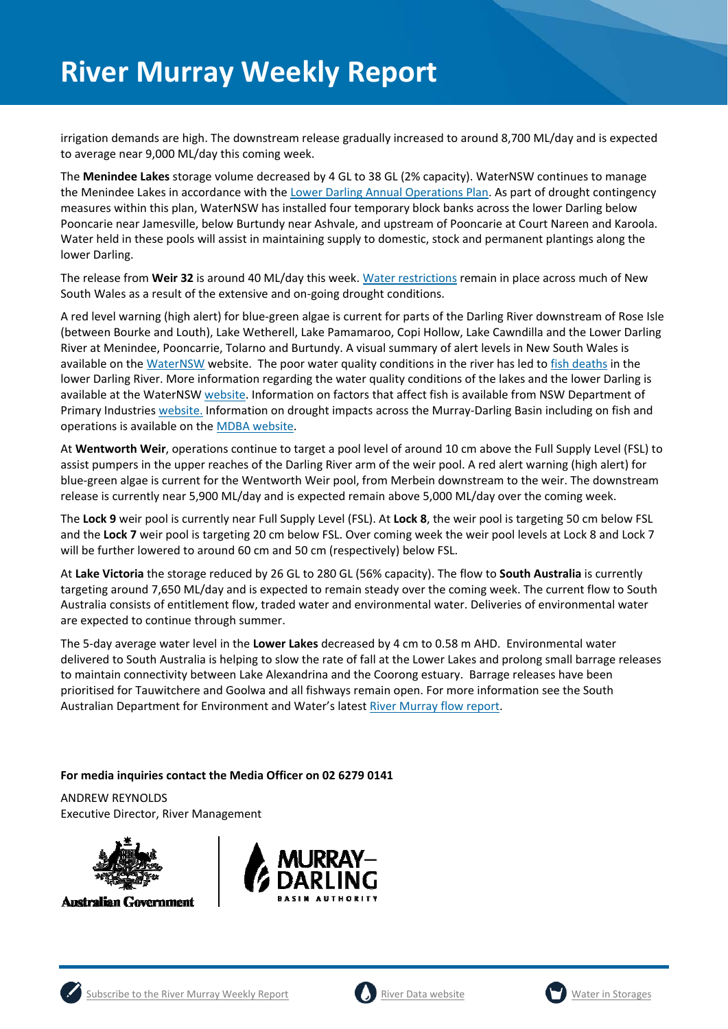irrigation demands are high. The downstream release gradually increased to around 8,700 ML/day and is expected to average near 9,000 ML/day this coming week.

The **Menindee Lakes** storage volume decreased by 4 GL to 38 GL (2% capacity). WaterNSW continues to manage the Menindee Lakes in accordance with the Lower Darling Annual Operations Plan. As part of drought contingency measures within this plan, WaterNSW has installed four temporary block banks across the lower Darling below Pooncarie near Jamesville, below Burtundy near Ashvale, and upstream of Pooncarie at Court Nareen and Karoola. Water held in these pools will assist in maintaining supply to domestic, stock and permanent plantings along the lower Darling.

The release from **Weir 32** is around 40 ML/day this week. Water restrictions remain in place across much of New South Wales as a result of the extensive and on-going drought conditions.

A red level warning (high alert) for blue-green algae is current for parts of the Darling River downstream of Rose Isle (between Bourke and Louth), Lake Wetherell, Lake Pamamaroo, Copi Hollow, Lake Cawndilla and the Lower Darling River at Menindee, Pooncarrie, Tolarno and Burtundy. A visual summary of alert levels in New South Wales is available on the WaterNSW website. The poor water quality conditions in the river has led to fish deaths in the lower Darling River. More information regarding the water quality conditions of the lakes and the lower Darling is available at the WaterNSW website. Information on factors that affect fish is available from NSW Department of Primary Industries website. Information on drought impacts across the Murray-Darling Basin including on fish and operations is available on the MDBA website.

At **Wentworth Weir**, operations continue to target a pool level of around 10 cm above the Full Supply Level (FSL) to assist pumpers in the upper reaches of the Darling River arm of the weir pool. A red alert warning (high alert) for blue-green algae is current for the Wentworth Weir pool, from Merbein downstream to the weir. The downstream release is currently near 5,900 ML/day and is expected remain above 5,000 ML/day over the coming week.

The **Lock 9** weir pool is currently near Full Supply Level (FSL). At **Lock 8**, the weir pool is targeting 50 cm below FSL and the **Lock 7** weir pool is targeting 20 cm below FSL. Over coming week the weir pool levels at Lock 8 and Lock 7 will be further lowered to around 60 cm and 50 cm (respectively) below FSL.

At **Lake Victoria** the storage reduced by 26 GL to 280 GL (56% capacity). The flow to **South Australia** is currently targeting around 7,650 ML/day and is expected to remain steady over the coming week. The current flow to South Australia consists of entitlement flow, traded water and environmental water. Deliveries of environmental water are expected to continue through summer.

The 5-day average water level in the **Lower Lakes** decreased by 4 cm to 0.58 m AHD. Environmental water delivered to South Australia is helping to slow the rate of fall at the Lower Lakes and prolong small barrage releases to maintain connectivity between Lake Alexandrina and the Coorong estuary. Barrage releases have been prioritised for Tauwitchere and Goolwa and all fishways remain open. For more information see the South Australian Department for Environment and Water's latest River Murray flow report.

**For media inquiries contact the Media Officer on 02 6279 0141**

ANDREW REYNOLDS
Executive Director, River Management

Australian Government

MURRAY–DARLING BASIN AUTHORITY

Subscribe to the River Murray Weekly Report | River Data website | Water in Storages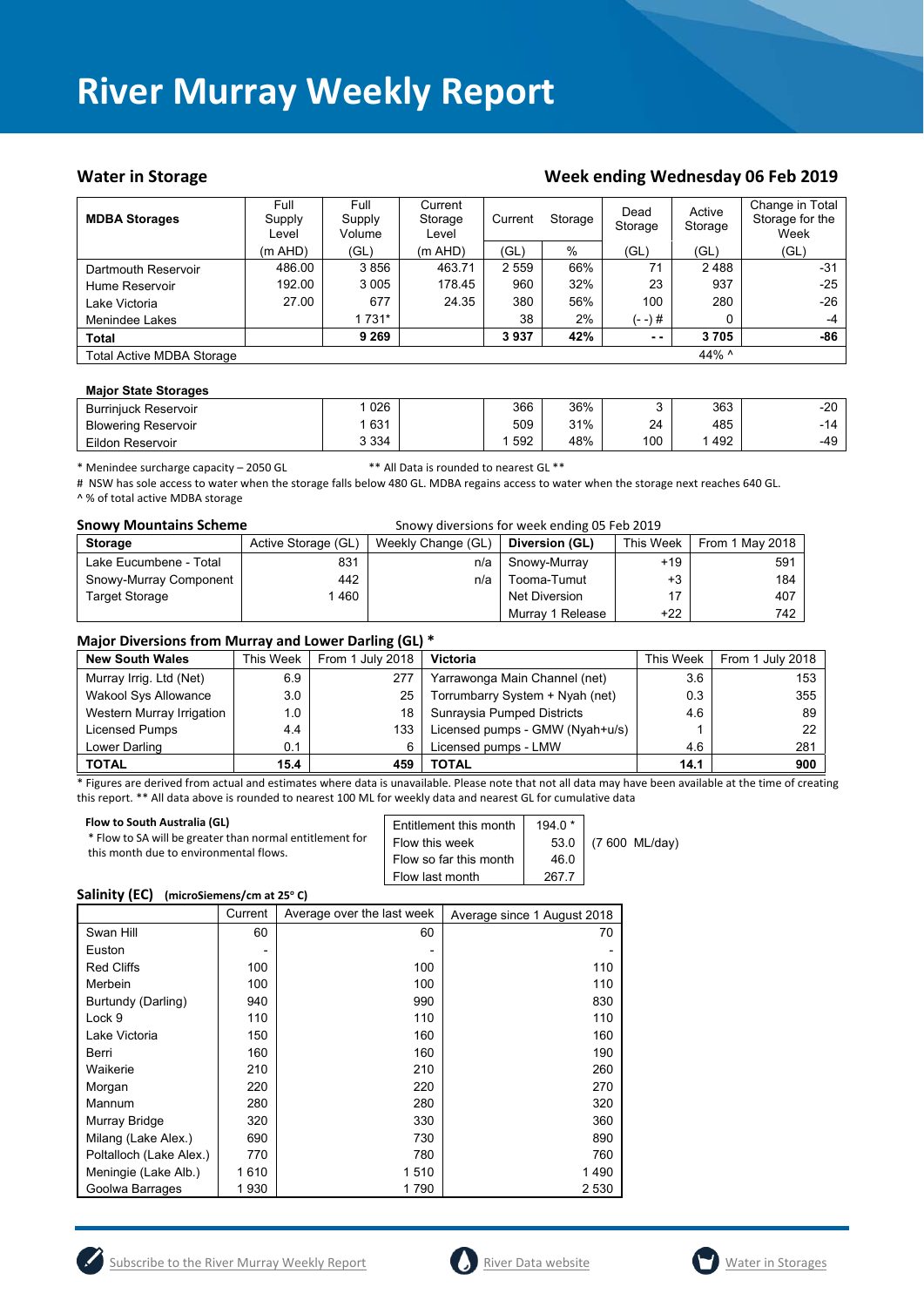# River Murray Weekly Report

## Water in Storage

## Week ending Wednesday 06 Feb 2019

| MDBA Storages | Full Supply Level | Full Supply Volume | Current Storage Level | Current | Storage | Dead Storage | Active Storage | Change in Total Storage for the Week |
|---|---|---|---|---|---|---|---|---|
| | (m AHD) | (GL) | (m AHD) | (GL) | % | (GL) | (GL) | (GL) |
| Dartmouth Reservoir | 486.00 | 3 856 | 463.71 | 2 559 | 66% | 71 | 2 488 | -31 |
| Hume Reservoir | 192.00 | 3 005 | 178.45 | 960 | 32% | 23 | 937 | -25 |
| Lake Victoria | 27.00 | 677 | 24.35 | 380 | 56% | 100 | 280 | -26 |
| Menindee Lakes | | 1 731* | | 38 | 2% | (- -) # | 0 | -4 |
| **Total** | | **9 269** | | **3 937** | **42%** | **- -** | **3 705** | **-86** |
| Total Active MDBA Storage | | | | | | | 44% ^ | |

**Major State Storages**

| | | | | | | | | |
|---|---|---|---|---|---|---|---|---|
| Burrinjuck Reservoir | | 1 026 | | 366 | 36% | 3 | 363 | -20 |
| Blowering Reservoir | | 1 631 | | 509 | 31% | 24 | 485 | -14 |
| Eildon Reservoir | | 3 334 | | 1 592 | 48% | 100 | 1 492 | -49 |

\* Menindee surcharge capacity – 2050 GL ** All Data is rounded to nearest GL **

# NSW has sole access to water when the storage falls below 480 GL. MDBA regains access to water when the storage next reaches 640 GL.

^ % of total active MDBA storage

**Snowy Mountains Scheme** Snowy diversions for week ending 05 Feb 2019

| Storage | Active Storage (GL) | Weekly Change (GL) | Diversion (GL) | This Week | From 1 May 2018 |
|---|---|---|---|---|---|
| Lake Eucumbene - Total | 831 | n/a | Snowy-Murray | +19 | 591 |
| Snowy-Murray Component | 442 | n/a | Tooma-Tumut | +3 | 184 |
| Target Storage | 1 460 | | Net Diversion | 17 | 407 |
| | | | Murray 1 Release | +22 | 742 |

**Major Diversions from Murray and Lower Darling (GL) ***

| New South Wales | This Week | From 1 July 2018 | Victoria | This Week | From 1 July 2018 |
|---|---|---|---|---|---|
| Murray Irrig. Ltd (Net) | 6.9 | 277 | Yarrawonga Main Channel (net) | 3.6 | 153 |
| Wakool Sys Allowance | 3.0 | 25 | Torrumbarry System + Nyah (net) | 0.3 | 355 |
| Western Murray Irrigation | 1.0 | 18 | Sunraysia Pumped Districts | 4.6 | 89 |
| Licensed Pumps | 4.4 | 133 | Licensed pumps - GMW (Nyah+u/s) | 1 | 22 |
| Lower Darling | 0.1 | 6 | Licensed pumps - LMW | 4.6 | 281 |
| **TOTAL** | **15.4** | **459** | **TOTAL** | **14.1** | **900** |

\* Figures are derived from actual and estimates where data is unavailable. Please note that not all data may have been available at the time of creating this report. ** All data above is rounded to nearest 100 ML for weekly data and nearest GL for cumulative data

**Flow to South Australia (GL)**

\* Flow to SA will be greater than normal entitlement for this month due to environmental flows.

| | | |
|---|---|---|
| Entitlement this month | 194.0 * | |
| Flow this week | 53.0 | (7 600 ML/day) |
| Flow so far this month | 46.0 | |
| Flow last month | 267.7 | |

**Salinity (EC)** **(microSiemens/cm at 25° C)**

| | Current | Average over the last week | Average since 1 August 2018 |
|---|---|---|---|
| Swan Hill | 60 | 60 | 70 |
| Euston | - | - | - |
| Red Cliffs | 100 | 100 | 110 |
| Merbein | 100 | 100 | 110 |
| Burtundy (Darling) | 940 | 990 | 830 |
| Lock 9 | 110 | 110 | 110 |
| Lake Victoria | 150 | 160 | 160 |
| Berri | 160 | 160 | 190 |
| Waikerie | 210 | 210 | 260 |
| Morgan | 220 | 220 | 270 |
| Mannum | 280 | 280 | 320 |
| Murray Bridge | 320 | 330 | 360 |
| Milang (Lake Alex.) | 690 | 730 | 890 |
| Poltalloch (Lake Alex.) | 770 | 780 | 760 |
| Meningie (Lake Alb.) | 1 610 | 1 510 | 1 490 |
| Goolwa Barrages | 1 930 | 1 790 | 2 530 |

Subscribe to the River Murray Weekly Report    River Data website    Water in Storages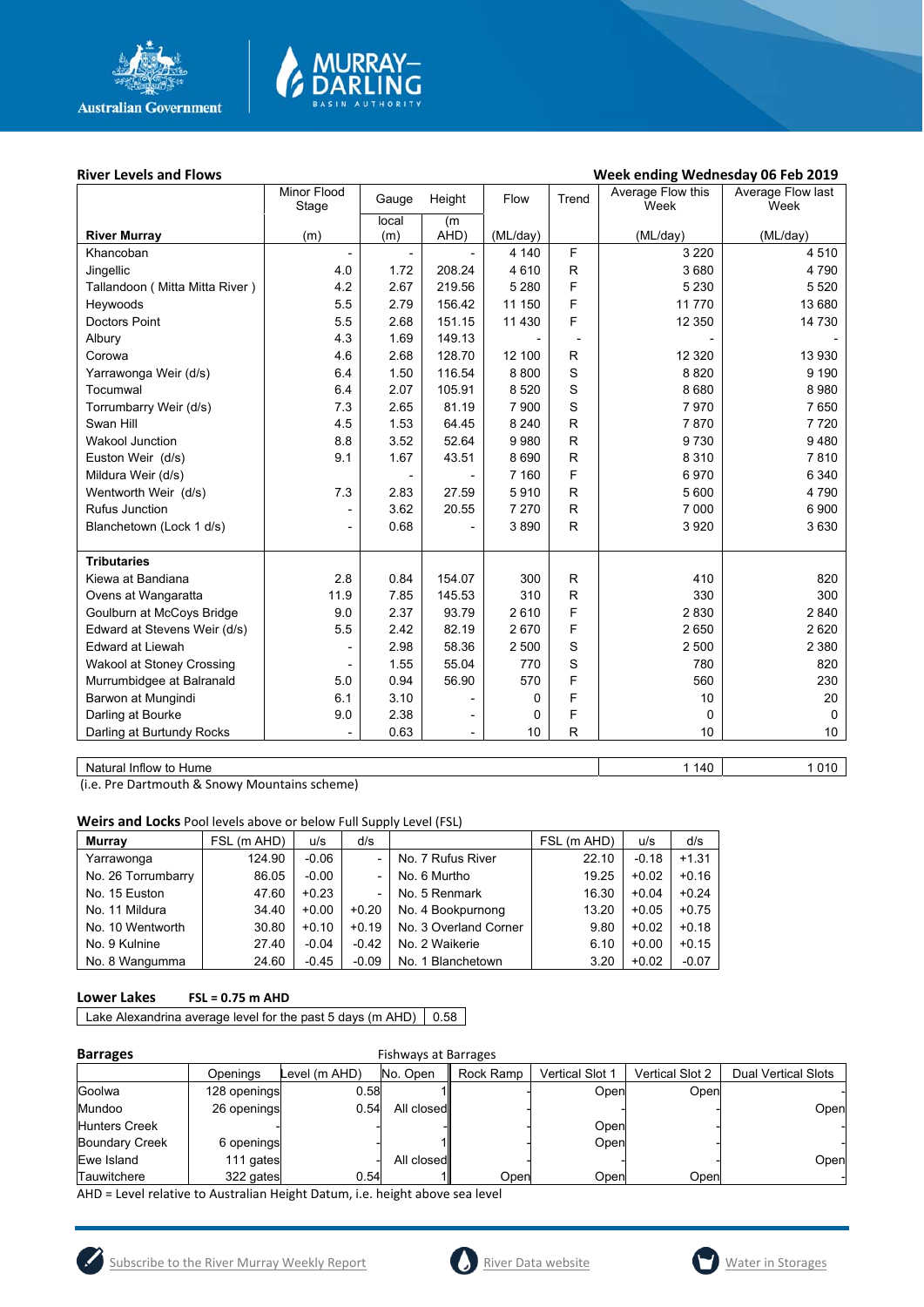## River Levels and Flows

**Week ending Wednesday 06 Feb 2019**

| River Murray | Minor Flood Stage (m) | Gauge local (m) | Height (m AHD) | Flow (ML/day) | Trend | Average Flow this Week (ML/day) | Average Flow last Week (ML/day) |
|---|---|---|---|---|---|---|---|
| Khancoban | - | - | - | 4 140 | F | 3 220 | 4 510 |
| Jingellic | 4.0 | 1.72 | 208.24 | 4 610 | R | 3 680 | 4 790 |
| Tallandoon ( Mitta Mitta River ) | 4.2 | 2.67 | 219.56 | 5 280 | F | 5 230 | 5 520 |
| Heywoods | 5.5 | 2.79 | 156.42 | 11 150 | F | 11 770 | 13 680 |
| Doctors Point | 5.5 | 2.68 | 151.15 | 11 430 | F | 12 350 | 14 730 |
| Albury | 4.3 | 1.69 | 149.13 | - | - | - | - |
| Corowa | 4.6 | 2.68 | 128.70 | 12 100 | R | 12 320 | 13 930 |
| Yarrawonga Weir (d/s) | 6.4 | 1.50 | 116.54 | 8 800 | S | 8 820 | 9 190 |
| Tocumwal | 6.4 | 2.07 | 105.91 | 8 520 | S | 8 680 | 8 980 |
| Torrumbarry Weir (d/s) | 7.3 | 2.65 | 81.19 | 7 900 | S | 7 970 | 7 650 |
| Swan Hill | 4.5 | 1.53 | 64.45 | 8 240 | R | 7 870 | 7 720 |
| Wakool Junction | 8.8 | 3.52 | 52.64 | 9 980 | R | 9 730 | 9 480 |
| Euston Weir (d/s) | 9.1 | 1.67 | 43.51 | 8 690 | R | 8 310 | 7 810 |
| Mildura Weir (d/s) | | - | - | 7 160 | F | 6 970 | 6 340 |
| Wentworth Weir (d/s) | 7.3 | 2.83 | 27.59 | 5 910 | R | 5 600 | 4 790 |
| Rufus Junction | - | 3.62 | 20.55 | 7 270 | R | 7 000 | 6 900 |
| Blanchetown (Lock 1 d/s) | - | 0.68 | - | 3 890 | R | 3 920 | 3 630 |
| **Tributaries** | | | | | | | |
| Kiewa at Bandiana | 2.8 | 0.84 | 154.07 | 300 | R | 410 | 820 |
| Ovens at Wangaratta | 11.9 | 7.85 | 145.53 | 310 | R | 330 | 300 |
| Goulburn at McCoys Bridge | 9.0 | 2.37 | 93.79 | 2 610 | F | 2 830 | 2 840 |
| Edward at Stevens Weir (d/s) | 5.5 | 2.42 | 82.19 | 2 670 | F | 2 650 | 2 620 |
| Edward at Liewah | - | 2.98 | 58.36 | 2 500 | S | 2 500 | 2 380 |
| Wakool at Stoney Crossing | - | 1.55 | 55.04 | 770 | S | 780 | 820 |
| Murrumbidgee at Balranald | 5.0 | 0.94 | 56.90 | 570 | F | 560 | 230 |
| Barwon at Mungindi | 6.1 | 3.10 | - | 0 | F | 10 | 20 |
| Darling at Bourke | 9.0 | 2.38 | - | 0 | F | 0 | 0 |
| Darling at Burtundy Rocks | - | 0.63 | - | 10 | R | 10 | 10 |

| Natural Inflow to Hume | This Week | Last Week |
|---|---|---|
| Natural Inflow to Hume | 1 140 | 1 010 |

(i.e. Pre Dartmouth & Snowy Mountains scheme)

## Weirs and Locks
Pool levels above or below Full Supply Level (FSL)

| Murray | FSL (m AHD) | u/s | d/s | | FSL (m AHD) | u/s | d/s |
|---|---|---|---|---|---|---|---|
| Yarrawonga | 124.90 | -0.06 | - | No. 7 Rufus River | 22.10 | -0.18 | +1.31 |
| No. 26 Torrumbarry | 86.05 | -0.00 | - | No. 6 Murtho | 19.25 | +0.02 | +0.16 |
| No. 15 Euston | 47.60 | +0.23 | - | No. 5 Renmark | 16.30 | +0.04 | +0.24 |
| No. 11 Mildura | 34.40 | +0.00 | +0.20 | No. 4 Bookpurnong | 13.20 | +0.05 | +0.75 |
| No. 10 Wentworth | 30.80 | +0.10 | +0.19 | No. 3 Overland Corner | 9.80 | +0.02 | +0.18 |
| No. 9 Kulnine | 27.40 | -0.04 | -0.42 | No. 2 Waikerie | 6.10 | +0.00 | +0.15 |
| No. 8 Wangumma | 24.60 | -0.45 | -0.09 | No. 1 Blanchetown | 3.20 | +0.02 | -0.07 |

## Lower Lakes
**FSL = 0.75 m AHD**

| Lake Alexandrina average level for the past 5 days (m AHD) | 0.58 |
|---|---|

## Barrages
Fishways at Barrages

| | Openings | Level (m AHD) | No. Open | Rock Ramp | Vertical Slot 1 | Vertical Slot 2 | Dual Vertical Slots |
|---|---|---|---|---|---|---|---|
| Goolwa | 128 openings | 0.58 | 1 | - | Open | Open | - |
| Mundoo | 26 openings | 0.54 | All closed | - | - | - | Open |
| Hunters Creek | - | - | - | - | Open | - | - |
| Boundary Creek | 6 openings | - | 1 | - | Open | - | - |
| Ewe Island | 111 gates | - | All closed | - | - | - | Open |
| Tauwitchere | 322 gates | 0.54 | 1 | Open | Open | Open | - |

AHD = Level relative to Australian Height Datum, i.e. height above sea level

Subscribe to the River Murray Weekly Report | River Data website | Water in Storages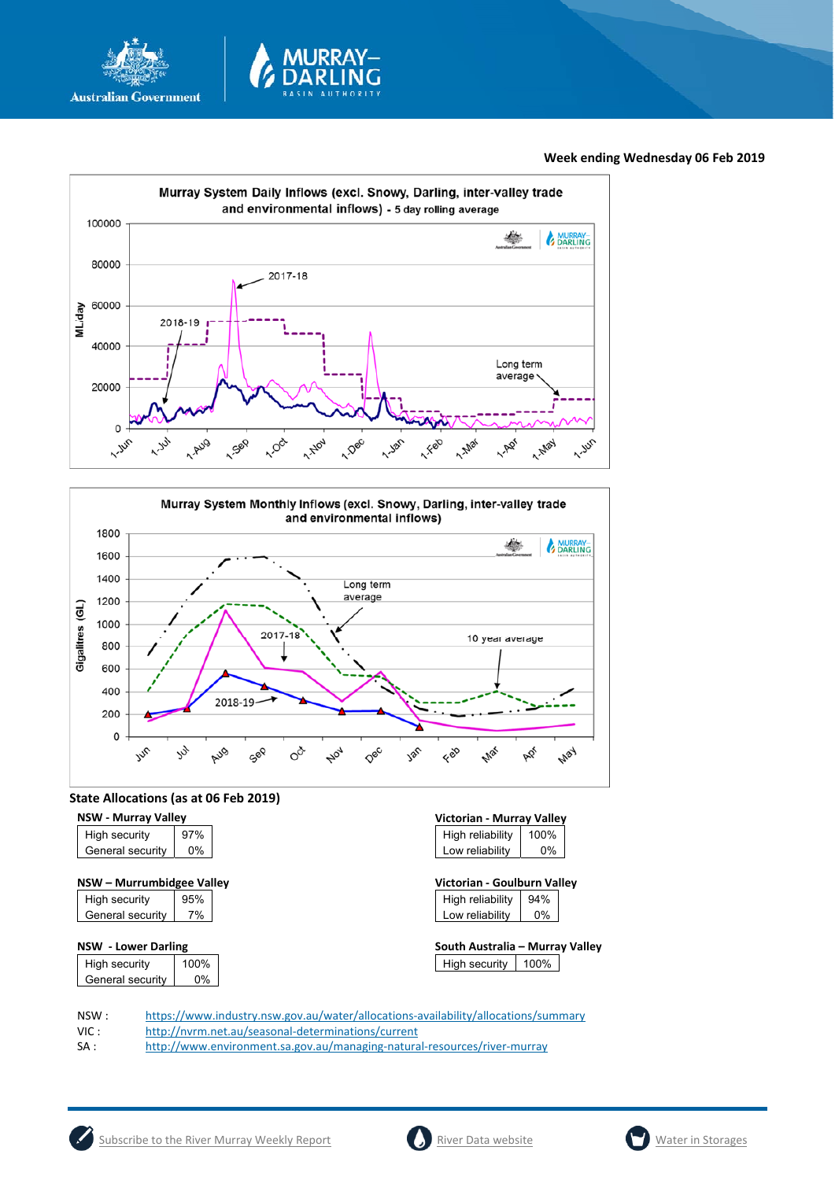**Week ending Wednesday 06 Feb 2019**

Murray System Daily Inflows (excl. Snowy, Darling, inter-valley trade and environmental inflows) - 5 day rolling average

ML/day

100000
80000
60000
40000
20000
0

2017-18
2018-19
Long term average

1-Jun 1-Jul 1-Aug 1-Sep 1-Oct 1-Nov 1-Dec 1-Jan 1-Feb 1-Mar 1-Apr 1-May 1-Jun

Murray System Monthly Inflows (excl. Snowy, Darling, inter-valley trade and environmental inflows)

Gigalitres (GL)

1800
1600
1400
1200
1000
800
600
400
200
0

Long term average
2017-18
10 year average
2018-19

Jun Jul Aug Sep Oct Nov Dec Jan Feb Mar Apr May

## State Allocations (as at 06 Feb 2019)

**NSW - Murray Valley**

| | |
|---|---|
| High security | 97% |
| General security | 0% |

**NSW – Murrumbidgee Valley**

| | |
|---|---|
| High security | 95% |
| General security | 7% |

**NSW - Lower Darling**

| | |
|---|---|
| High security | 100% |
| General security | 0% |

**Victorian - Murray Valley**

| | |
|---|---|
| High reliability | 100% |
| Low reliability | 0% |

**Victorian - Goulburn Valley**

| | |
|---|---|
| High reliability | 94% |
| Low reliability | 0% |

**South Australia – Murray Valley**

| | |
|---|---|
| High security | 100% |

NSW : https://www.industry.nsw.gov.au/water/allocations-availability/allocations/summary
VIC : http://nvrm.net.au/seasonal-determinations/current
SA : http://www.environment.sa.gov.au/managing-natural-resources/river-murray

Subscribe to the River Murray Weekly Report | River Data website | Water in Storages